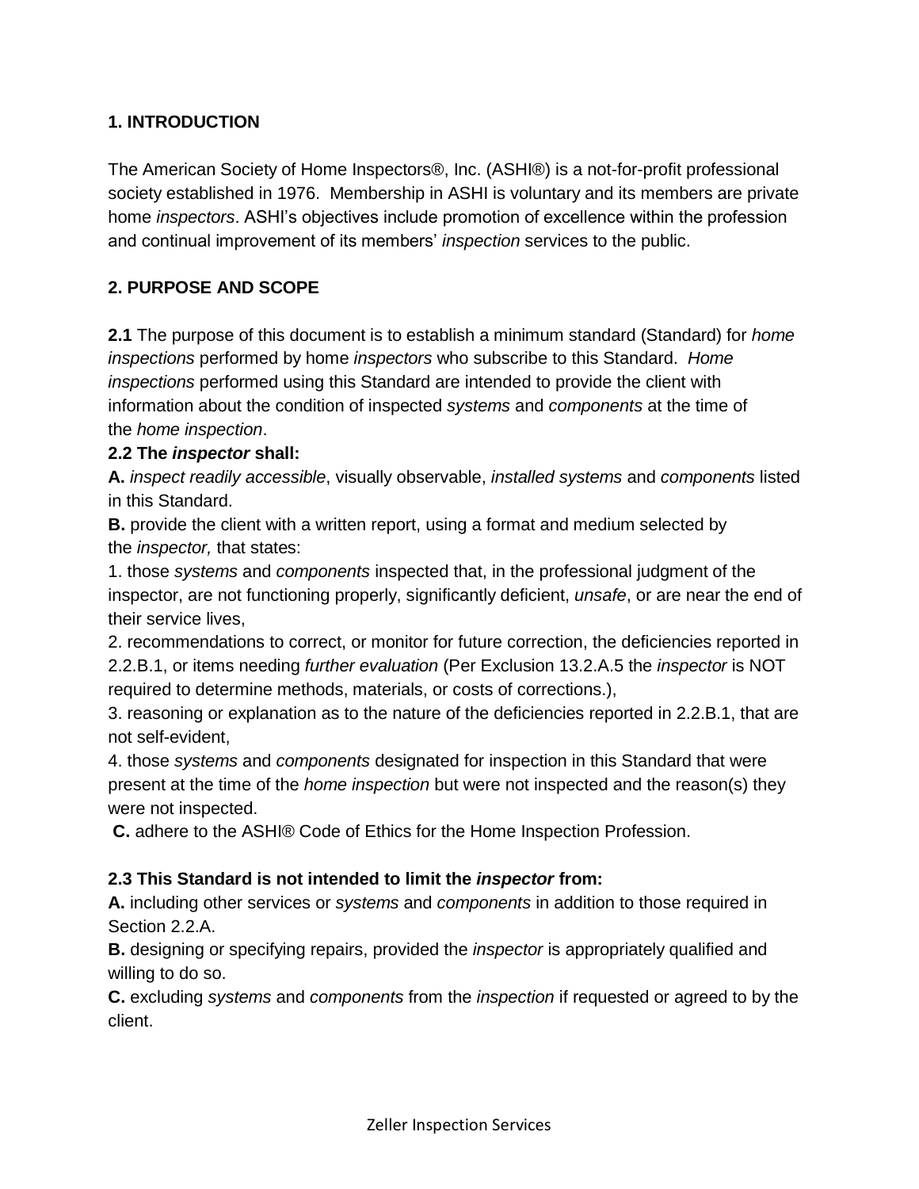## 1. INTRODUCTION

The American Society of Home Inspectors®, Inc. (ASHI®) is a not-for-profit professional society established in 1976. Membership in ASHI is voluntary and its members are private home *inspectors*. ASHI's objectives include promotion of excellence within the profession and continual improvement of its members' *inspection* services to the public.

## 2. PURPOSE AND SCOPE

**2.1** The purpose of this document is to establish a minimum standard (Standard) for *home inspections* performed by home *inspectors* who subscribe to this Standard. *Home inspections* performed using this Standard are intended to provide the client with information about the condition of inspected *systems* and *components* at the time of the *home inspection*.

**2.2 The *inspector* shall:**

**A.** *inspect readily accessible*, visually observable, *installed systems* and *components* listed in this Standard.

**B.** provide the client with a written report, using a format and medium selected by the *inspector,* that states:

1. those *systems* and *components* inspected that, in the professional judgment of the inspector, are not functioning properly, significantly deficient, *unsafe*, or are near the end of their service lives,
2. recommendations to correct, or monitor for future correction, the deficiencies reported in 2.2.B.1, or items needing *further evaluation* (Per Exclusion 13.2.A.5 the *inspector* is NOT required to determine methods, materials, or costs of corrections.),
3. reasoning or explanation as to the nature of the deficiencies reported in 2.2.B.1, that are not self-evident,
4. those *systems* and *components* designated for inspection in this Standard that were present at the time of the *home inspection* but were not inspected and the reason(s) they were not inspected.

**C.** adhere to the ASHI® Code of Ethics for the Home Inspection Profession.

**2.3 This Standard is not intended to limit the *inspector* from:**

**A.** including other services or *systems* and *components* in addition to those required in Section 2.2.A.

**B.** designing or specifying repairs, provided the *inspector* is appropriately qualified and willing to do so.

**C.** excluding *systems* and *components* from the *inspection* if requested or agreed to by the client.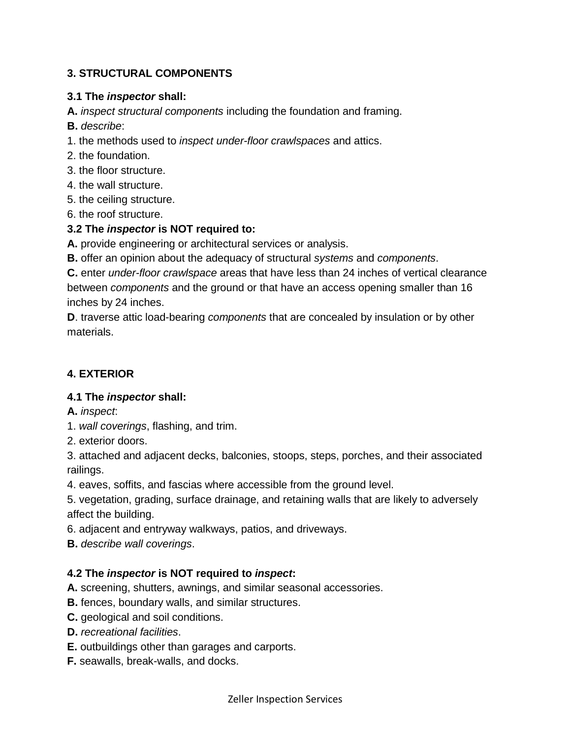### 3. STRUCTURAL COMPONENTS

**3.1 The *inspector* shall:**
**A.** *inspect structural components* including the foundation and framing.
**B.** *describe*:
1. the methods used to *inspect under-floor crawlspaces* and attics.
2. the foundation.
3. the floor structure.
4. the wall structure.
5. the ceiling structure.
6. the roof structure.

**3.2 The *inspector* is NOT required to:**
**A.** provide engineering or architectural services or analysis.
**B.** offer an opinion about the adequacy of structural *systems* and *components*.
**C.** enter *under-floor crawlspace* areas that have less than 24 inches of vertical clearance between *components* and the ground or that have an access opening smaller than 16 inches by 24 inches.
**D**. traverse attic load-bearing *components* that are concealed by insulation or by other materials.

### 4. EXTERIOR

**4.1 The *inspector* shall:**
**A.** *inspect*:
1. *wall coverings*, flashing, and trim.
2. exterior doors.
3. attached and adjacent decks, balconies, stoops, steps, porches, and their associated railings.
4. eaves, soffits, and fascias where accessible from the ground level.
5. vegetation, grading, surface drainage, and retaining walls that are likely to adversely affect the building.
6. adjacent and entryway walkways, patios, and driveways.
**B.** *describe wall coverings*.

**4.2 The *inspector* is NOT required to *inspect*:**
**A.** screening, shutters, awnings, and similar seasonal accessories.
**B.** fences, boundary walls, and similar structures.
**C.** geological and soil conditions.
**D.** *recreational facilities*.
**E.** outbuildings other than garages and carports.
**F.** seawalls, break-walls, and docks.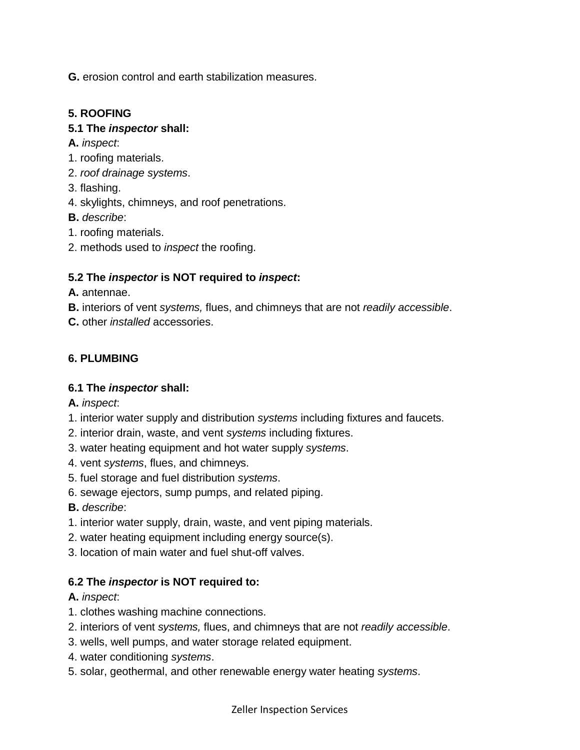**G.** erosion control and earth stabilization measures.

**5. ROOFING**

**5.1 The *inspector* shall:**

**A.** *inspect*:

1. roofing materials.
2. *roof drainage systems*.
3. flashing.
4. skylights, chimneys, and roof penetrations.

**B.** *describe*:

1. roofing materials.
2. methods used to *inspect* the roofing.

**5.2 The *inspector* is NOT required to *inspect*:**

**A.** antennae.

**B.** interiors of vent *systems,* flues, and chimneys that are not *readily accessible*.

**C.** other *installed* accessories.

**6. PLUMBING**

**6.1 The *inspector* shall:**

**A.** *inspect*:

1. interior water supply and distribution *systems* including fixtures and faucets.
2. interior drain, waste, and vent *systems* including fixtures.
3. water heating equipment and hot water supply *systems*.
4. vent *systems*, flues, and chimneys.
5. fuel storage and fuel distribution *systems*.
6. sewage ejectors, sump pumps, and related piping.

**B.** *describe*:

1. interior water supply, drain, waste, and vent piping materials.
2. water heating equipment including energy source(s).
3. location of main water and fuel shut-off valves.

**6.2 The *inspector* is NOT required to:**

**A.** *inspect*:

1. clothes washing machine connections.
2. interiors of vent *systems,* flues, and chimneys that are not *readily accessible*.
3. wells, well pumps, and water storage related equipment.
4. water conditioning *systems*.
5. solar, geothermal, and other renewable energy water heating *systems*.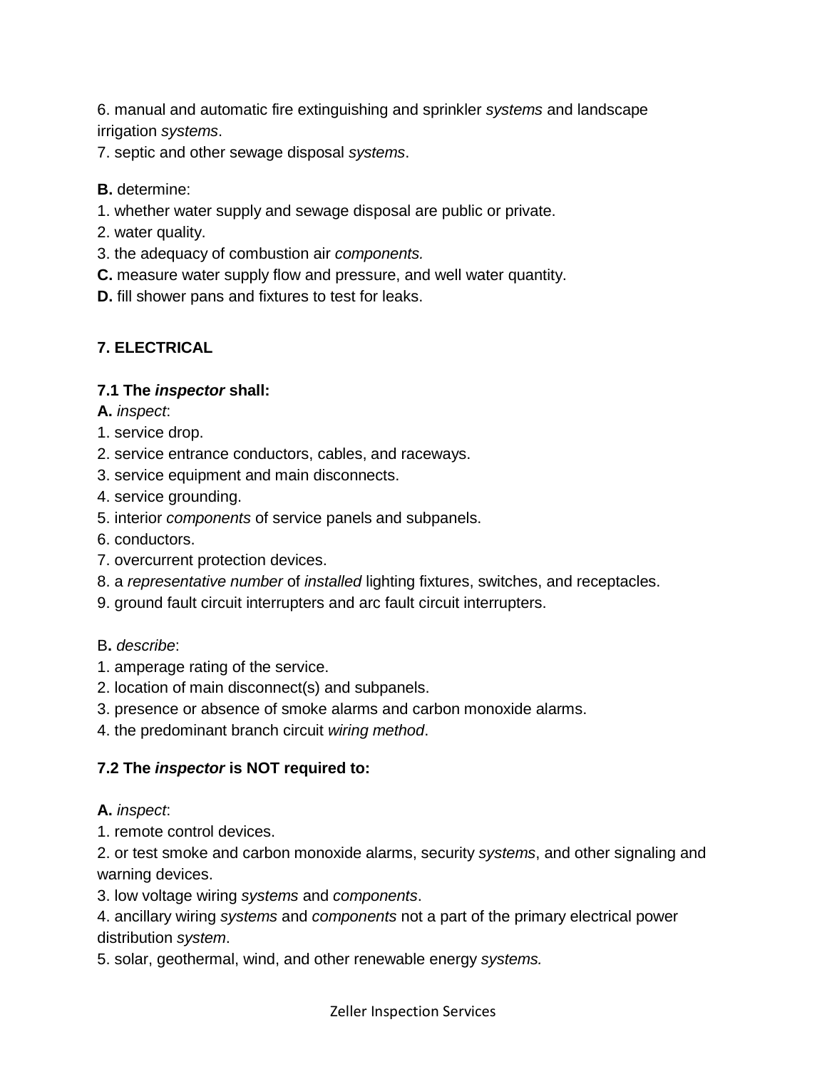6. manual and automatic fire extinguishing and sprinkler *systems* and landscape irrigation *systems*.
7. septic and other sewage disposal *systems*.

**B.** determine:
1. whether water supply and sewage disposal are public or private.
2. water quality.
3. the adequacy of combustion air *components.*
**C.** measure water supply flow and pressure, and well water quantity.
**D.** fill shower pans and fixtures to test for leaks.

## 7. ELECTRICAL

### 7.1 The *inspector* shall:

**A.** *inspect*:
1. service drop.
2. service entrance conductors, cables, and raceways.
3. service equipment and main disconnects.
4. service grounding.
5. interior *components* of service panels and subpanels.
6. conductors.
7. overcurrent protection devices.
8. a *representative number* of *installed* lighting fixtures, switches, and receptacles.
9. ground fault circuit interrupters and arc fault circuit interrupters.

B**.** *describe*:
1. amperage rating of the service.
2. location of main disconnect(s) and subpanels.
3. presence or absence of smoke alarms and carbon monoxide alarms.
4. the predominant branch circuit *wiring method*.

### 7.2 The *inspector* is NOT required to:

**A.** *inspect*:
1. remote control devices.
2. or test smoke and carbon monoxide alarms, security *systems*, and other signaling and warning devices.
3. low voltage wiring *systems* and *components*.
4. ancillary wiring *systems* and *components* not a part of the primary electrical power distribution *system*.
5. solar, geothermal, wind, and other renewable energy *systems.*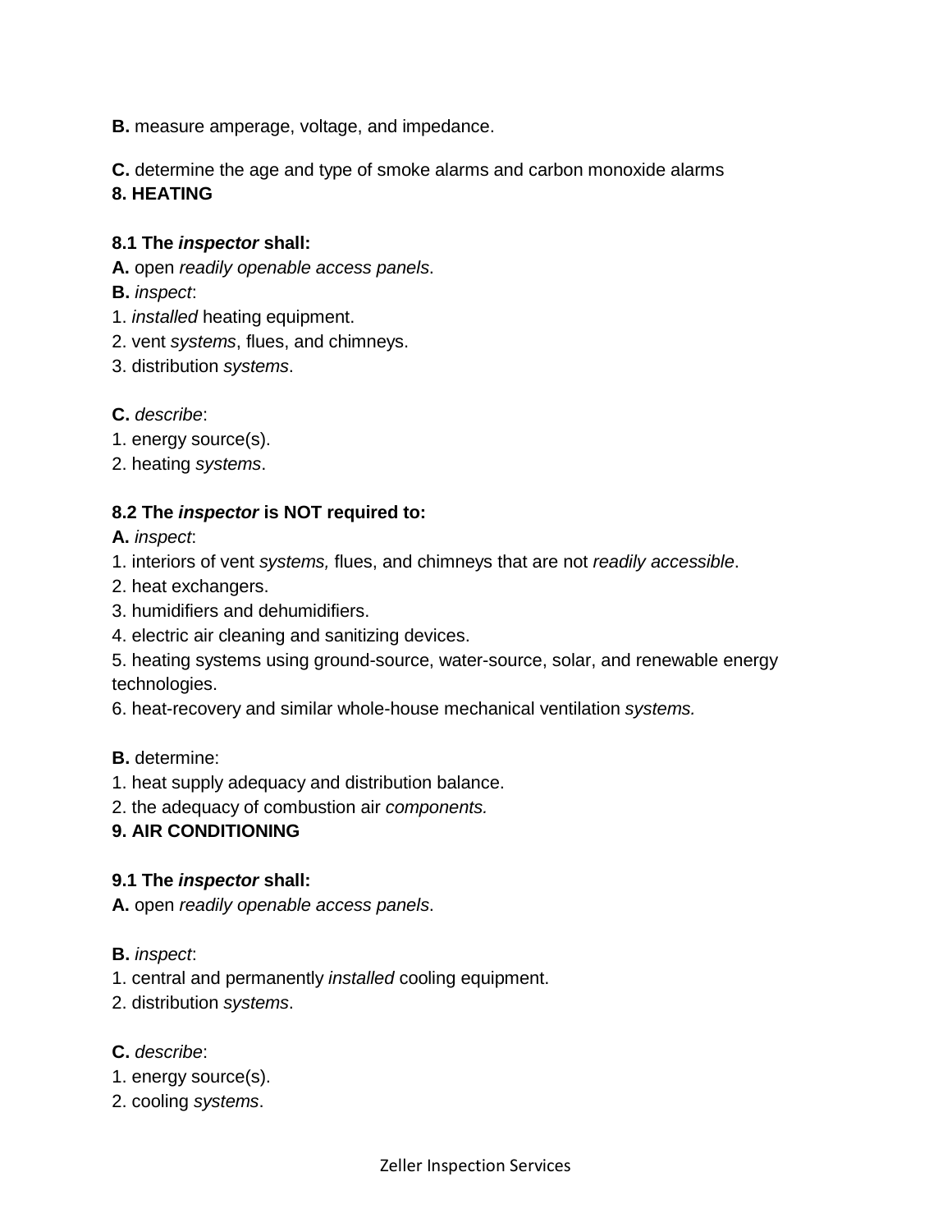**B.** measure amperage, voltage, and impedance.

**C.** determine the age and type of smoke alarms and carbon monoxide alarms

**8. HEATING**

**8.1 The *inspector* shall:**

**A.** open *readily openable access panels*.

**B.** *inspect*:

1. *installed* heating equipment.
2. vent *systems*, flues, and chimneys.
3. distribution *systems*.

**C.** *describe*:

1. energy source(s).
2. heating *systems*.

**8.2 The *inspector* is NOT required to:**

**A.** *inspect*:

1. interiors of vent *systems,* flues, and chimneys that are not *readily accessible*.
2. heat exchangers.
3. humidifiers and dehumidifiers.
4. electric air cleaning and sanitizing devices.
5. heating systems using ground-source, water-source, solar, and renewable energy technologies.
6. heat-recovery and similar whole-house mechanical ventilation *systems.*

**B.** determine:

1. heat supply adequacy and distribution balance.
2. the adequacy of combustion air *components.*

**9. AIR CONDITIONING**

**9.1 The *inspector* shall:**

**A.** open *readily openable access panels*.

**B.** *inspect*:

1. central and permanently *installed* cooling equipment.
2. distribution *systems*.

**C.** *describe*:

1. energy source(s).
2. cooling *systems*.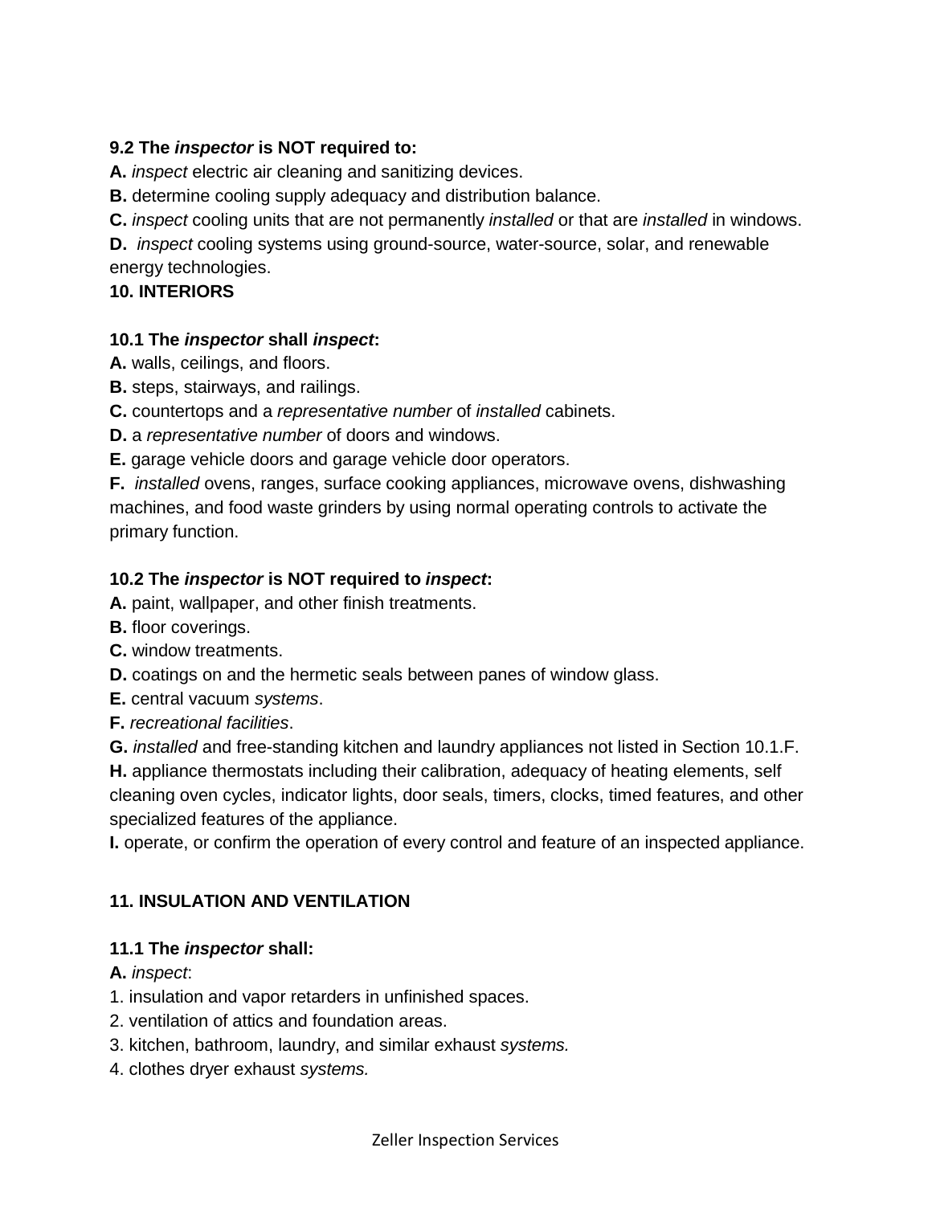**9.2 The *inspector* is NOT required to:**

**A.** *inspect* electric air cleaning and sanitizing devices.
**B.** determine cooling supply adequacy and distribution balance.
**C.** *inspect* cooling units that are not permanently *installed* or that are *installed* in windows.
**D.** *inspect* cooling systems using ground-source, water-source, solar, and renewable energy technologies.

**10. INTERIORS**

**10.1 The *inspector* shall *inspect*:**

**A.** walls, ceilings, and floors.
**B.** steps, stairways, and railings.
**C.** countertops and a *representative number* of *installed* cabinets.
**D.** a *representative number* of doors and windows.
**E.** garage vehicle doors and garage vehicle door operators.
**F.** *installed* ovens, ranges, surface cooking appliances, microwave ovens, dishwashing machines, and food waste grinders by using normal operating controls to activate the primary function.

**10.2 The *inspector* is NOT required to *inspect*:**

**A.** paint, wallpaper, and other finish treatments.
**B.** floor coverings.
**C.** window treatments.
**D.** coatings on and the hermetic seals between panes of window glass.
**E.** central vacuum *systems*.
**F.** *recreational facilities*.
**G.** *installed* and free-standing kitchen and laundry appliances not listed in Section 10.1.F.
**H.** appliance thermostats including their calibration, adequacy of heating elements, self cleaning oven cycles, indicator lights, door seals, timers, clocks, timed features, and other specialized features of the appliance.
**I.** operate, or confirm the operation of every control and feature of an inspected appliance.

**11. INSULATION AND VENTILATION**

**11.1 The *inspector* shall:**

**A.** *inspect*:
1. insulation and vapor retarders in unfinished spaces.
2. ventilation of attics and foundation areas.
3. kitchen, bathroom, laundry, and similar exhaust *systems.*
4. clothes dryer exhaust *systems.*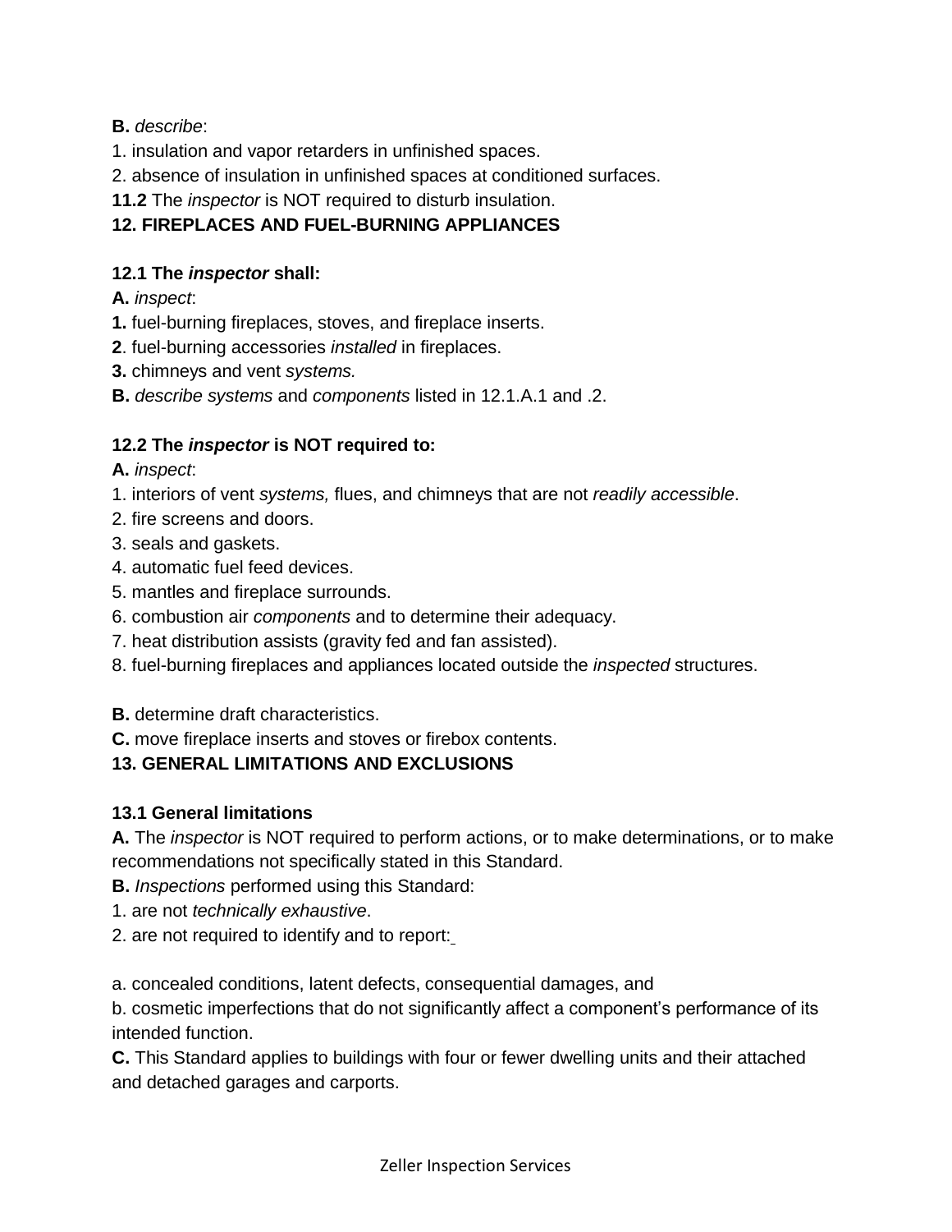**B.** *describe*:

1. insulation and vapor retarders in unfinished spaces.
2. absence of insulation in unfinished spaces at conditioned surfaces.

**11.2** The *inspector* is NOT required to disturb insulation.

## 12. FIREPLACES AND FUEL-BURNING APPLIANCES

### 12.1 The *inspector* shall:

**A.** *inspect*:

**1.** fuel-burning fireplaces, stoves, and fireplace inserts.

**2**. fuel-burning accessories *installed* in fireplaces.

**3.** chimneys and vent *systems.*

**B.** *describe systems* and *components* listed in 12.1.A.1 and .2.

### 12.2 The *inspector* is NOT required to:

**A.** *inspect*:

1. interiors of vent *systems,* flues, and chimneys that are not *readily accessible*.
2. fire screens and doors.
3. seals and gaskets.
4. automatic fuel feed devices.
5. mantles and fireplace surrounds.
6. combustion air *components* and to determine their adequacy.
7. heat distribution assists (gravity fed and fan assisted).
8. fuel-burning fireplaces and appliances located outside the *inspected* structures.

**B.** determine draft characteristics.

**C.** move fireplace inserts and stoves or firebox contents.

## 13. GENERAL LIMITATIONS AND EXCLUSIONS

### 13.1 General limitations

**A.** The *inspector* is NOT required to perform actions, or to make determinations, or to make recommendations not specifically stated in this Standard.

**B.** *Inspections* performed using this Standard:

1. are not *technically exhaustive*.
2. are not required to identify and to report:

a. concealed conditions, latent defects, consequential damages, and

b. cosmetic imperfections that do not significantly affect a component's performance of its intended function.

**C.** This Standard applies to buildings with four or fewer dwelling units and their attached and detached garages and carports.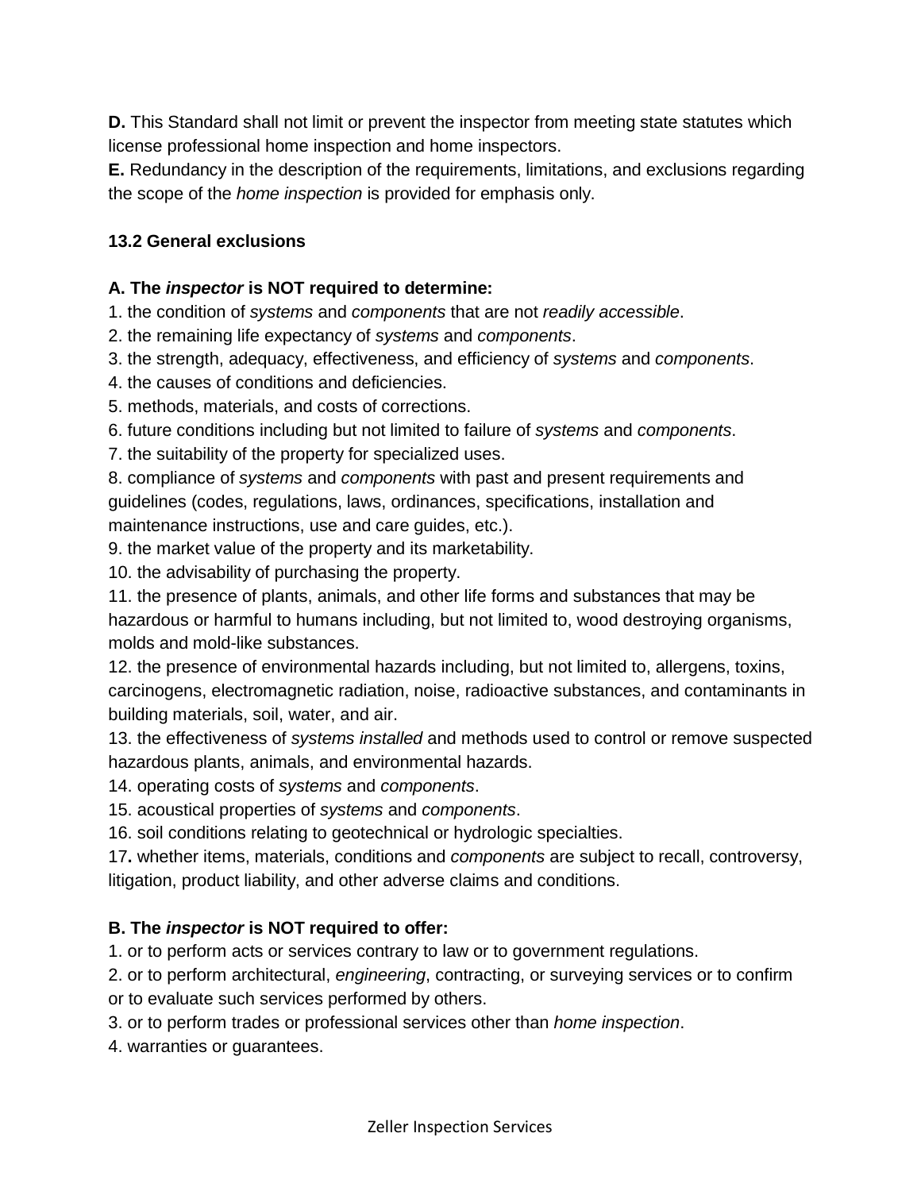**D.** This Standard shall not limit or prevent the inspector from meeting state statutes which license professional home inspection and home inspectors.
**E.** Redundancy in the description of the requirements, limitations, and exclusions regarding the scope of the *home inspection* is provided for emphasis only.

### 13.2 General exclusions

**A. The *inspector* is NOT required to determine:**

1. the condition of *systems* and *components* that are not *readily accessible*.
2. the remaining life expectancy of *systems* and *components*.
3. the strength, adequacy, effectiveness, and efficiency of *systems* and *components*.
4. the causes of conditions and deficiencies.
5. methods, materials, and costs of corrections.
6. future conditions including but not limited to failure of *systems* and *components*.
7. the suitability of the property for specialized uses.
8. compliance of *systems* and *components* with past and present requirements and guidelines (codes, regulations, laws, ordinances, specifications, installation and maintenance instructions, use and care guides, etc.).
9. the market value of the property and its marketability.
10. the advisability of purchasing the property.
11. the presence of plants, animals, and other life forms and substances that may be hazardous or harmful to humans including, but not limited to, wood destroying organisms, molds and mold-like substances.
12. the presence of environmental hazards including, but not limited to, allergens, toxins, carcinogens, electromagnetic radiation, noise, radioactive substances, and contaminants in building materials, soil, water, and air.
13. the effectiveness of *systems installed* and methods used to control or remove suspected hazardous plants, animals, and environmental hazards.
14. operating costs of *systems* and *components*.
15. acoustical properties of *systems* and *components*.
16. soil conditions relating to geotechnical or hydrologic specialties.
17. whether items, materials, conditions and *components* are subject to recall, controversy, litigation, product liability, and other adverse claims and conditions.

**B. The *inspector* is NOT required to offer:**

1. or to perform acts or services contrary to law or to government regulations.
2. or to perform architectural, *engineering*, contracting, or surveying services or to confirm or to evaluate such services performed by others.
3. or to perform trades or professional services other than *home inspection*.
4. warranties or guarantees.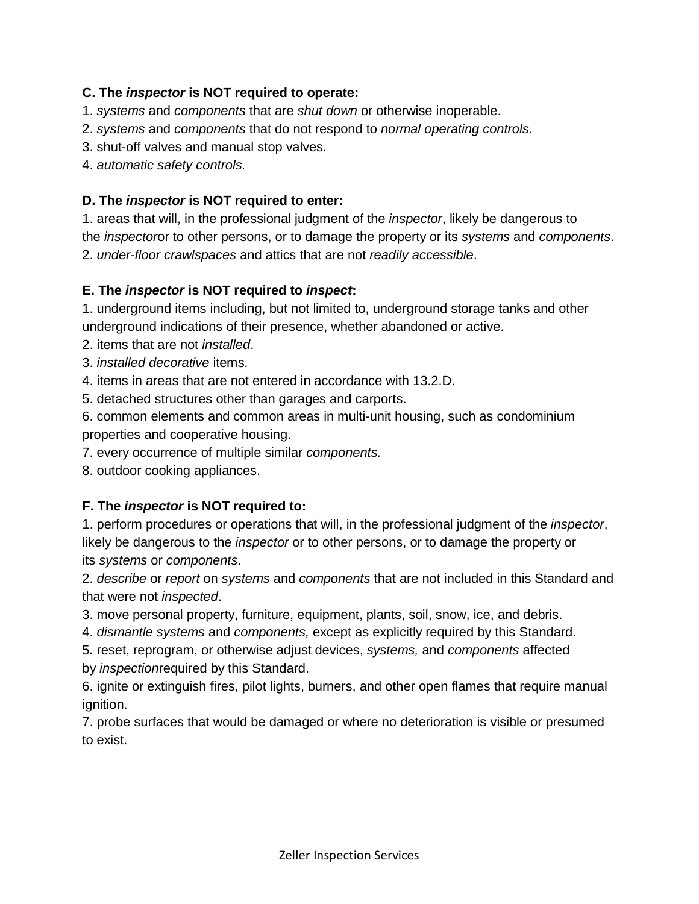**C. The *inspector* is NOT required to operate:**

1. *systems* and *components* that are *shut down* or otherwise inoperable.
2. *systems* and *components* that do not respond to *normal operating controls*.
3. shut-off valves and manual stop valves.
4. *automatic safety controls.*

**D. The *inspector* is NOT required to enter:**

1. areas that will, in the professional judgment of the *inspector*, likely be dangerous to the *inspector*or to other persons, or to damage the property or its *systems* and *components*.
2. *under-floor crawlspaces* and attics that are not *readily accessible*.

**E. The *inspector* is NOT required to *inspect*:**

1. underground items including, but not limited to, underground storage tanks and other underground indications of their presence, whether abandoned or active.
2. items that are not *installed*.
3. *installed decorative* items.
4. items in areas that are not entered in accordance with 13.2.D.
5. detached structures other than garages and carports.
6. common elements and common areas in multi-unit housing, such as condominium properties and cooperative housing.
7. every occurrence of multiple similar *components.*
8. outdoor cooking appliances.

**F. The *inspector* is NOT required to:**

1. perform procedures or operations that will, in the professional judgment of the *inspector*, likely be dangerous to the *inspector* or to other persons, or to damage the property or its *systems* or *components*.
2. *describe* or *report* on *systems* and *components* that are not included in this Standard and that were not *inspected*.
3. move personal property, furniture, equipment, plants, soil, snow, ice, and debris.
4. *dismantle systems* and *components,* except as explicitly required by this Standard.
5. reset, reprogram, or otherwise adjust devices, *systems,* and *components* affected by *inspection*required by this Standard.
6. ignite or extinguish fires, pilot lights, burners, and other open flames that require manual ignition.
7. probe surfaces that would be damaged or where no deterioration is visible or presumed to exist.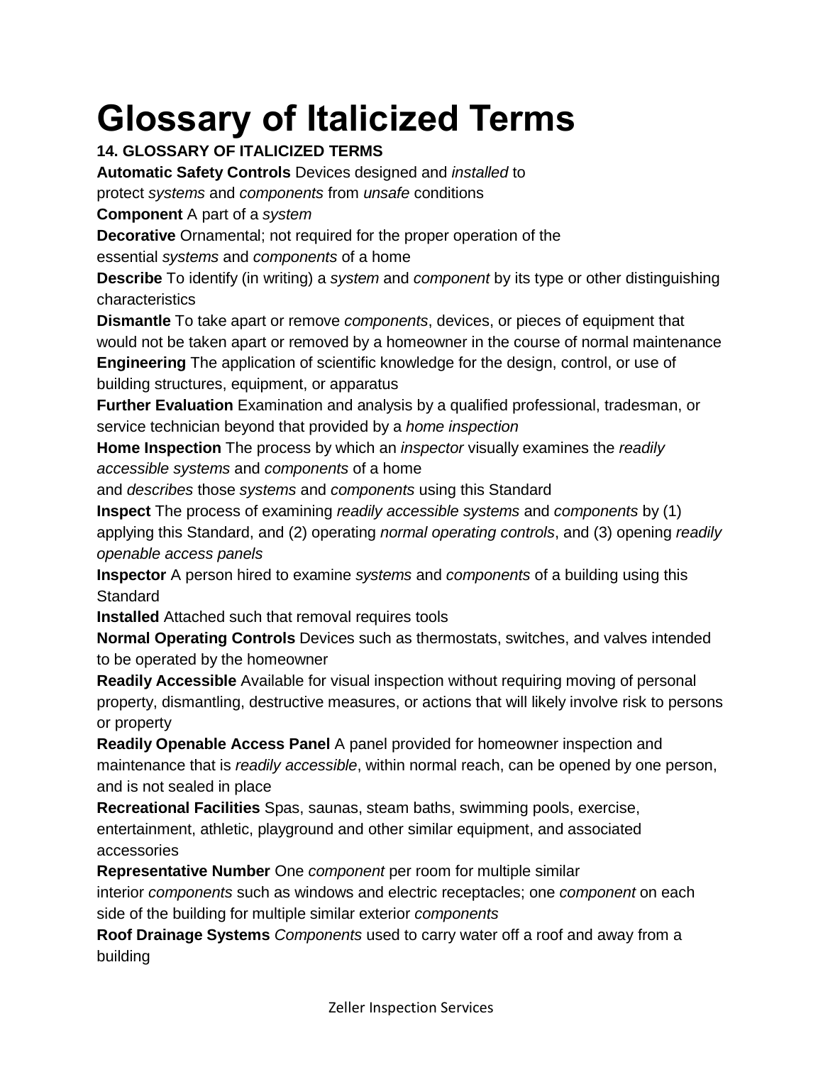# Glossary of Italicized Terms

**14. GLOSSARY OF ITALICIZED TERMS**

**Automatic Safety Controls** Devices designed and *installed* to protect *systems* and *components* from *unsafe* conditions

**Component** A part of a *system*

**Decorative** Ornamental; not required for the proper operation of the essential *systems* and *components* of a home

**Describe** To identify (in writing) a *system* and *component* by its type or other distinguishing characteristics

**Dismantle** To take apart or remove *components*, devices, or pieces of equipment that would not be taken apart or removed by a homeowner in the course of normal maintenance

**Engineering** The application of scientific knowledge for the design, control, or use of building structures, equipment, or apparatus

**Further Evaluation** Examination and analysis by a qualified professional, tradesman, or service technician beyond that provided by a *home inspection*

**Home Inspection** The process by which an *inspector* visually examines the *readily accessible systems* and *components* of a home and *describes* those *systems* and *components* using this Standard

**Inspect** The process of examining *readily accessible systems* and *components* by (1) applying this Standard, and (2) operating *normal operating controls*, and (3) opening *readily openable access panels*

**Inspector** A person hired to examine *systems* and *components* of a building using this Standard

**Installed** Attached such that removal requires tools

**Normal Operating Controls** Devices such as thermostats, switches, and valves intended to be operated by the homeowner

**Readily Accessible** Available for visual inspection without requiring moving of personal property, dismantling, destructive measures, or actions that will likely involve risk to persons or property

**Readily Openable Access Panel** A panel provided for homeowner inspection and maintenance that is *readily accessible*, within normal reach, can be opened by one person, and is not sealed in place

**Recreational Facilities** Spas, saunas, steam baths, swimming pools, exercise, entertainment, athletic, playground and other similar equipment, and associated accessories

**Representative Number** One *component* per room for multiple similar interior *components* such as windows and electric receptacles; one *component* on each side of the building for multiple similar exterior *components*

**Roof Drainage Systems** *Components* used to carry water off a roof and away from a building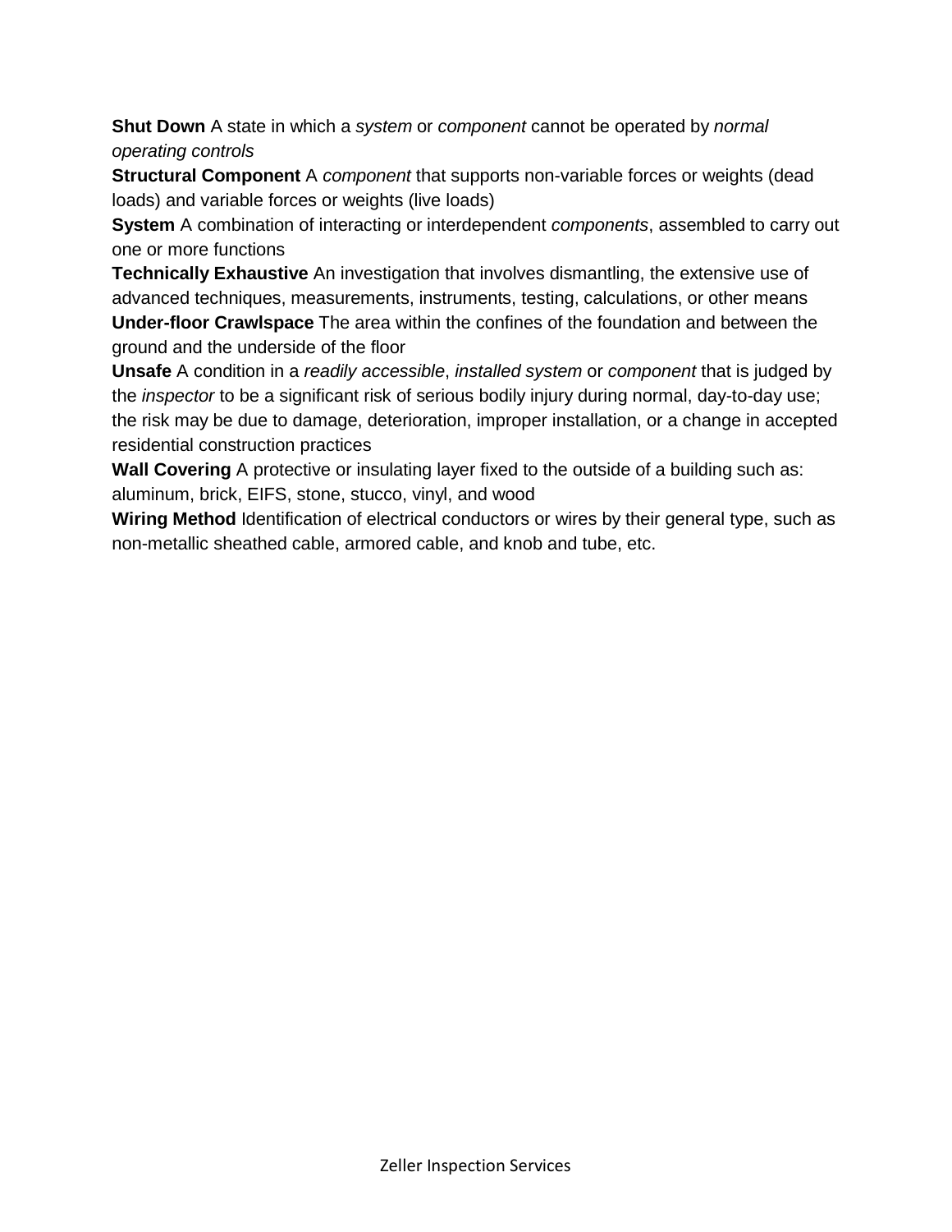**Shut Down** A state in which a *system* or *component* cannot be operated by *normal operating controls*

**Structural Component** A *component* that supports non-variable forces or weights (dead loads) and variable forces or weights (live loads)

**System** A combination of interacting or interdependent *components*, assembled to carry out one or more functions

**Technically Exhaustive** An investigation that involves dismantling, the extensive use of advanced techniques, measurements, instruments, testing, calculations, or other means

**Under-floor Crawlspace** The area within the confines of the foundation and between the ground and the underside of the floor

**Unsafe** A condition in a *readily accessible*, *installed system* or *component* that is judged by the *inspector* to be a significant risk of serious bodily injury during normal, day-to-day use; the risk may be due to damage, deterioration, improper installation, or a change in accepted residential construction practices

**Wall Covering** A protective or insulating layer fixed to the outside of a building such as: aluminum, brick, EIFS, stone, stucco, vinyl, and wood

**Wiring Method** Identification of electrical conductors or wires by their general type, such as non-metallic sheathed cable, armored cable, and knob and tube, etc.